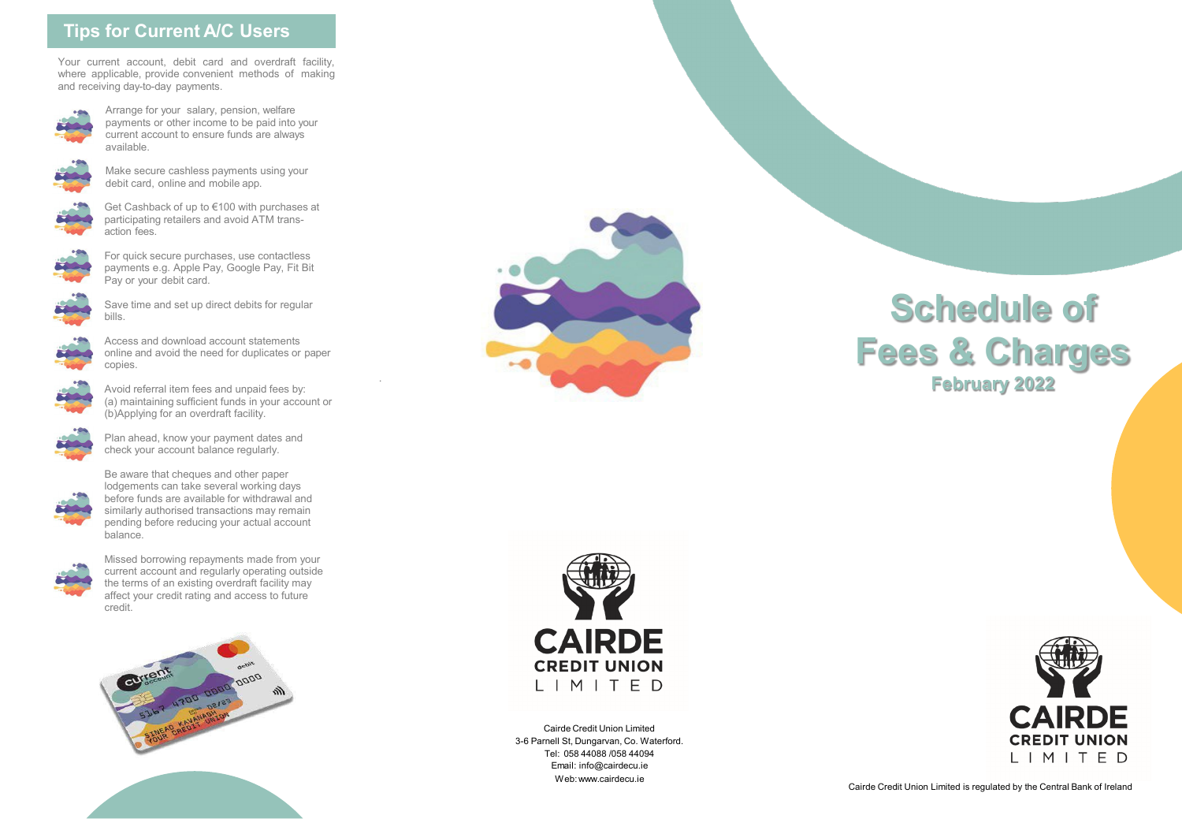## Tips for Current A/C Users

Your current account, debit card and overdraft facility, where applicable, provide convenient methods of making and receiving day-to-day payments.

- Arrange for your salary, pension, welfare payments or other income to be paid into your current account to ensure funds are always available.
- Make secure cashless payments using your debit card, online and mobile app.
- Get Cashback of up to €100 with purchases at participating retailers and avoid ATM transaction fees.
- For quick secure purchases, use contactless payments e.g. Apple Pay, Google Pay, Fit Bit Pay or your debit card.
- Save time and set up direct debits for regular bills.
- Access and download account statements online and avoid the need for duplicates or paper copies.
- Avoid referral item fees and unpaid fees by: (a) maintaining sufficient funds in your account or (b)Applying for an overdraft facility.
- Plan ahead, know your payment dates and check your account balance regularly.
- Be aware that cheques and other paper lodgements can take several working days before funds are available for withdrawal and similarly authorised transactions may remain pending before reducing your actual account balance.
- Missed borrowing repayments made from your current account and regularly operating outside the terms of an existing overdraft facility may affect your credit rating and access to future credit.

CAIRDE CREDIT UNION LIMITED

Cairde Credit Union Limited
3-6 Parnell St, Dungarvan, Co. Waterford.
Tel: 058 44088 /058 44094
Email: info@cairdecu.ie
Web: www.cairdecu.ie

# Schedule of Fees & Charges

**February 2022**

CAIRDE CREDIT UNION LIMITED

Cairde Credit Union Limited is regulated by the Central Bank of Ireland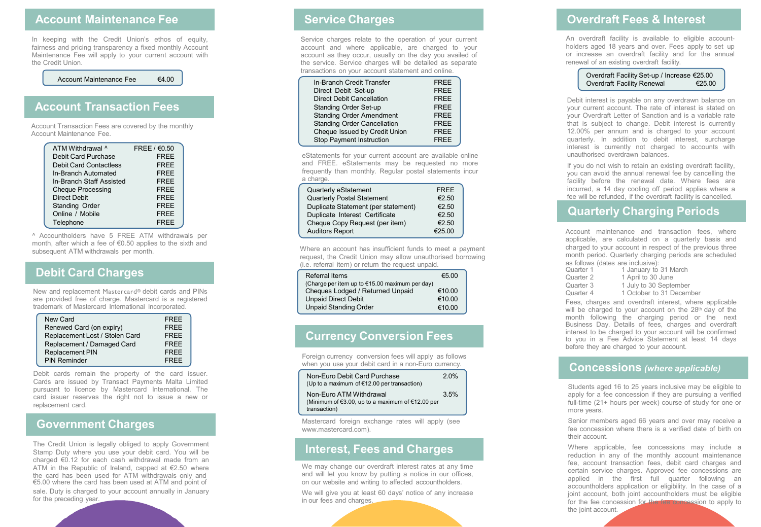## Account Maintenance Fee

In keeping with the Credit Union's ethos of equity, fairness and pricing transparency a fixed monthly Account Maintenance Fee will apply to your current account with the Credit Union.

| | |
|---|---|
| Account Maintenance Fee | €4.00 |

## Account Transaction Fees

Account Transaction Fees are covered by the monthly Account Maintenance Fee.

| | |
|---|---|
| ATM Withdrawal ^ | FREE / €0.50 |
| Debit Card Purchase | FREE |
| Debit Card Contactless | FREE |
| In-Branch Automated | FREE |
| In-Branch Staff Assisted | FREE |
| Cheque Processing | FREE |
| Direct Debit | FREE |
| Standing Order | FREE |
| Online / Mobile | FREE |
| Telephone | FREE |

^ Accountholders have 5 FREE ATM withdrawals per month, after which a fee of €0.50 applies to the sixth and subsequent ATM withdrawals per month.

## Debit Card Charges

New and replacement Mastercard® debit cards and PINs are provided free of charge. Mastercard is a registered trademark of Mastercard International Incorporated.

| | |
|---|---|
| New Card | FREE |
| Renewed Card (on expiry) | FREE |
| Replacement Lost / Stolen Card | FREE |
| Replacement / Damaged Card | FREE |
| Replacement PIN | FREE |
| PIN Reminder | FREE |

Debit cards remain the property of the card issuer. Cards are issued by Transact Payments Malta Limited pursuant to licence by Mastercard International. The card issuer reserves the right not to issue a new or replacement card.

## Government Charges

The Credit Union is legally obliged to apply Government Stamp Duty where you use your debit card. You will be charged €0.12 for each cash withdrawal made from an ATM in the Republic of Ireland, capped at €2.50 where the card has been used for ATM withdrawals only and €5.00 where the card has been used at ATM and point of sale. Duty is charged to your account annually in January for the preceding year.

## Service Charges

Service charges relate to the operation of your current account and where applicable, are charged to your account as they occur, usually on the day you availed of the service. Service charges will be detailed as separate transactions on your account statement and online.

| | |
|---|---|
| In-Branch Credit Transfer | FREE |
| Direct Debit Set-up | FREE |
| Direct Debit Cancellation | FREE |
| Standing Order Set-up | FREE |
| Standing Order Amendment | FREE |
| Standing Order Cancellation | FREE |
| Cheque Issued by Credit Union | FREE |
| Stop Payment Instruction | FREE |

eStatements for your current account are available online and FREE. eStatements may be requested no more frequently than monthly. Regular postal statements incur a charge.

| | |
|---|---|
| Quarterly eStatement | FREE |
| Quarterly Postal Statement | €2.50 |
| Duplicate Statement (per statement) | €2.50 |
| Duplicate Interest Certificate | €2.50 |
| Cheque Copy Request (per item) | €2.50 |
| Auditors Report | €25.00 |

Where an account has insufficient funds to meet a payment request, the Credit Union may allow unauthorised borrowing (i.e. referral item) or return the request unpaid.

| | |
|---|---|
| Referral Items (Charge per item up to €15.00 maximum per day) | €5.00 |
| Cheques Lodged / Returned Unpaid | €10.00 |
| Unpaid Direct Debit | €10.00 |
| Unpaid Standing Order | €10.00 |

## Currency Conversion Fees

Foreign currency conversion fees will apply as follows when you use your debit card in a non-Euro currency.

| | |
|---|---|
| Non-Euro Debit Card Purchase (Up to a maximum of €12.00 per transaction) | 2.0% |
| Non-Euro ATM Withdrawal (Minimum of €3.00, up to a maximum of €12.00 per transaction) | 3.5% |

Mastercard foreign exchange rates will apply (see www.mastercard.com).

## Interest, Fees and Charges

We may change our overdraft interest rates at any time and will let you know by putting a notice in our offices, on our website and writing to affected accountholders.

We will give you at least 60 days' notice of any increase in our fees and charges.

## Overdraft Fees & Interest

An overdraft facility is available to eligible account-holders aged 18 years and over. Fees apply to set up or increase an overdraft facility and for the annual renewal of an existing overdraft facility.

| | |
|---|---|
| Overdraft Facility Set-up / Increase | €25.00 |
| Overdraft Facility Renewal | €25.00 |

Debit interest is payable on any overdrawn balance on your current account. The rate of interest is stated on your Overdraft Letter of Sanction and is a variable rate that is subject to change. Debit interest is currently 12.00% per annum and is charged to your account quarterly. In addition to debit interest, surcharge interest is currently not charged to accounts with unauthorised overdrawn balances.

If you do not wish to retain an existing overdraft facility, you can avoid the annual renewal fee by cancelling the facility before the renewal date. Where fees are incurred, a 14 day cooling off period applies where a fee will be refunded, if the overdraft facility is cancelled.

## Quarterly Charging Periods

Account maintenance and transaction fees, where applicable, are calculated on a quarterly basis and charged to your account in respect of the previous three month period. Quarterly charging periods are scheduled as follows (dates are inclusive):

| | |
|---|---|
| Quarter 1 | 1 January to 31 March |
| Quarter 2 | 1 April to 30 June |
| Quarter 3 | 1 July to 30 September |
| Quarter 4 | 1 October to 31 December |

Fees, charges and overdraft interest, where applicable will be charged to your account on the 28th day of the month following the charging period or the next Business Day. Details of fees, charges and overdraft interest to be charged to your account will be confirmed to you in a Fee Advice Statement at least 14 days before they are charged to your account.

## Concessions *(where applicable)*

Students aged 16 to 25 years inclusive may be eligible to apply for a fee concession if they are pursuing a verified full-time (21+ hours per week) course of study for one or more years.

Senior members aged 66 years and over may receive a fee concession where there is a verified date of birth on their account.

Where applicable, fee concessions may include a reduction in any of the monthly account maintenance fee, account transaction fees, debit card charges and certain service charges. Approved fee concessions are applied in the first full quarter following an accountholders application or eligibility. In the case of a joint account, both joint accountholders must be eligible for the fee concession for the fee concession to apply to the joint account.